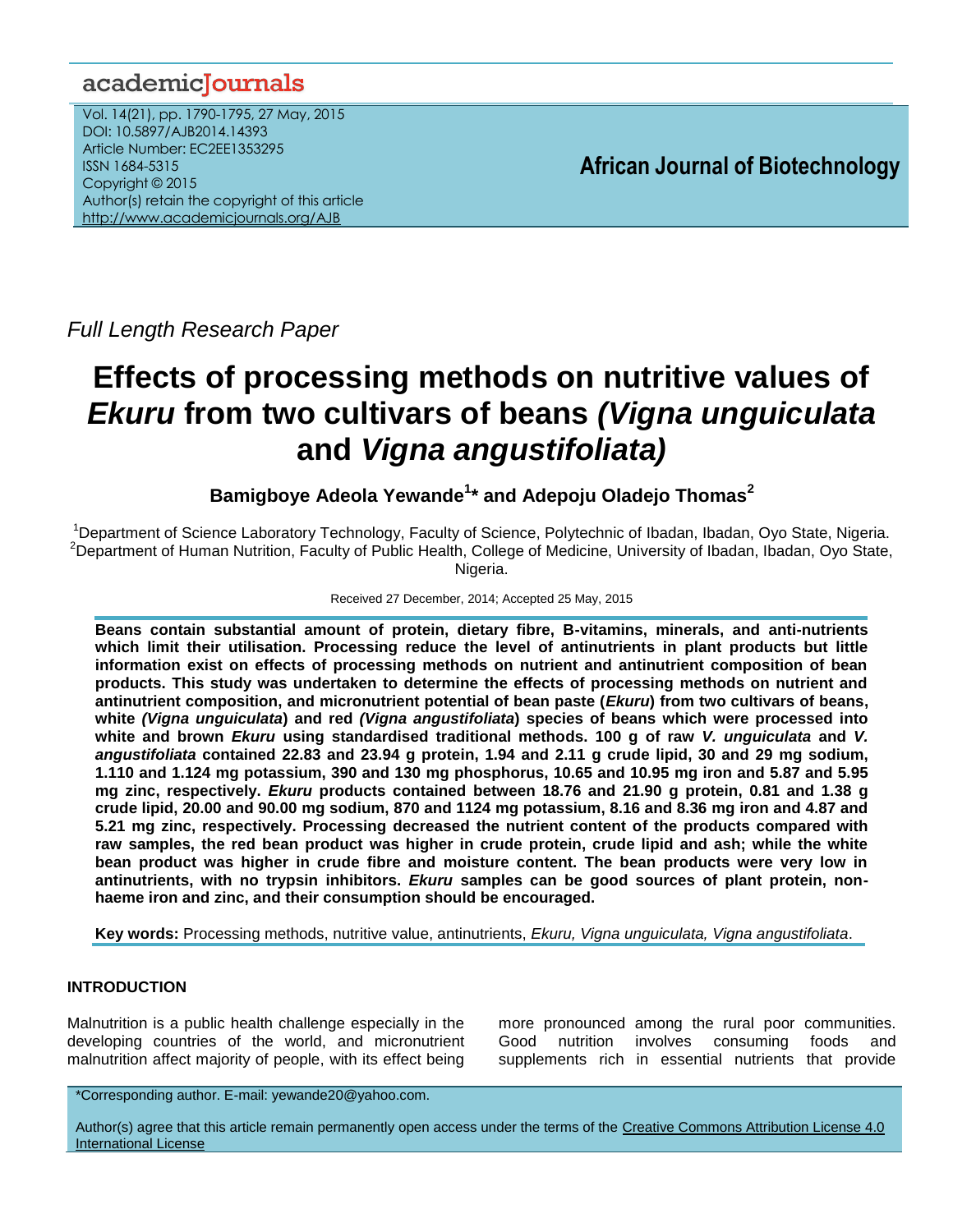Full Length Research Paper

# Effects of processing methods on nutritive values of *Ekuru* from two cultivars of beans *(Vigna unguiculata* and *Vigna angustifoliata)*

**Bamigboye Adeola Yewande[1]\* and Adepoju Oladejo Thomas[2]**

[1]Department of Science Laboratory Technology, Faculty of Science, Polytechnic of Ibadan, Ibadan, Oyo State, Nigeria.
[2]Department of Human Nutrition, Faculty of Public Health, College of Medicine, University of Ibadan, Ibadan, Oyo State, Nigeria.

Received 27 December, 2014; Accepted 25 May, 2015

**Beans contain substantial amount of protein, dietary fibre, B-vitamins, minerals, and anti-nutrients which limit their utilisation. Processing reduce the level of antinutrients in plant products but little information exist on effects of processing methods on nutrient and antinutrient composition of bean products. This study was undertaken to determine the effects of processing methods on nutrient and antinutrient composition, and micronutrient potential of bean paste (*Ekuru*) from two cultivars of beans, white *(Vigna unguiculata*) and red *(Vigna angustifoliata*) species of beans which were processed into white and brown *Ekuru* using standardised traditional methods. 100 g of raw *V. unguiculata* and *V. angustifoliata* contained 22.83 and 23.94 g protein, 1.94 and 2.11 g crude lipid, 30 and 29 mg sodium, 1.110 and 1.124 mg potassium, 390 and 130 mg phosphorus, 10.65 and 10.95 mg iron and 5.87 and 5.95 mg zinc, respectively. *Ekuru* products contained between 18.76 and 21.90 g protein, 0.81 and 1.38 g crude lipid, 20.00 and 90.00 mg sodium, 870 and 1124 mg potassium, 8.16 and 8.36 mg iron and 4.87 and 5.21 mg zinc, respectively. Processing decreased the nutrient content of the products compared with raw samples, the red bean product was higher in crude protein, crude lipid and ash; while the white bean product was higher in crude fibre and moisture content. The bean products were very low in antinutrients, with no trypsin inhibitors. *Ekuru* samples can be good sources of plant protein, non-haeme iron and zinc, and their consumption should be encouraged.**

**Key words:** Processing methods, nutritive value, antinutrients, *Ekuru, Vigna unguiculata, Vigna angustifoliata*.

## INTRODUCTION

Malnutrition is a public health challenge especially in the developing countries of the world, and micronutrient malnutrition affect majority of people, with its effect being more pronounced among the rural poor communities. Good nutrition involves consuming foods and supplements rich in essential nutrients that provide

\*Corresponding author. E-mail: yewande20@yahoo.com.

Author(s) agree that this article remain permanently open access under the terms of the Creative Commons Attribution License 4.0 International License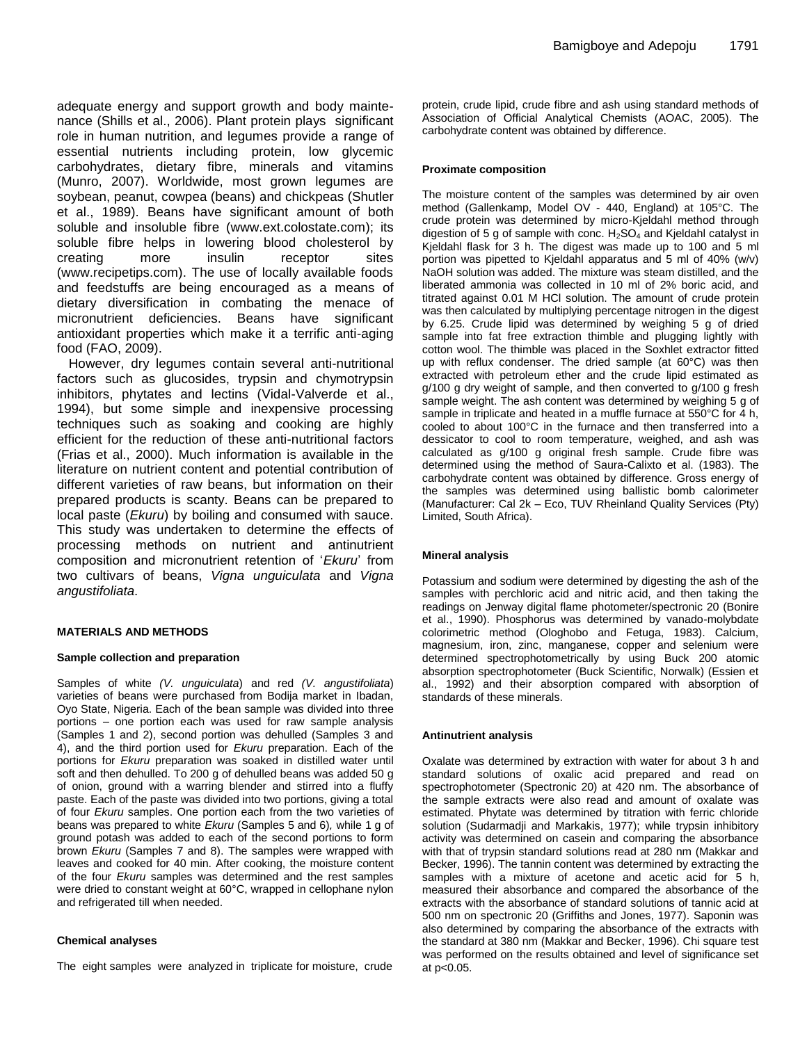adequate energy and support growth and body maintenance (Shills et al., 2006). Plant protein plays significant role in human nutrition, and legumes provide a range of essential nutrients including protein, low glycemic carbohydrates, dietary fibre, minerals and vitamins (Munro, 2007). Worldwide, most grown legumes are soybean, peanut, cowpea (beans) and chickpeas (Shutler et al., 1989). Beans have significant amount of both soluble and insoluble fibre (www.ext.colostate.com); its soluble fibre helps in lowering blood cholesterol by creating more insulin receptor sites (www.recipetips.com). The use of locally available foods and feedstuffs are being encouraged as a means of dietary diversification in combating the menace of micronutrient deficiencies. Beans have significant antioxidant properties which make it a terrific anti-aging food (FAO, 2009).

However, dry legumes contain several anti-nutritional factors such as glucosides, trypsin and chymotrypsin inhibitors, phytates and lectins (Vidal-Valverde et al., 1994), but some simple and inexpensive processing techniques such as soaking and cooking are highly efficient for the reduction of these anti-nutritional factors (Frias et al., 2000). Much information is available in the literature on nutrient content and potential contribution of different varieties of raw beans, but information on their prepared products is scanty. Beans can be prepared to local paste (*Ekuru*) by boiling and consumed with sauce. This study was undertaken to determine the effects of processing methods on nutrient and antinutrient composition and micronutrient retention of '*Ekuru*' from two cultivars of beans, *Vigna unguiculata* and *Vigna angustifoliata*.

## MATERIALS AND METHODS

### Sample collection and preparation

Samples of white *(V. unguiculata*) and red *(V. angustifoliata*) varieties of beans were purchased from Bodija market in Ibadan, Oyo State, Nigeria. Each of the bean sample was divided into three portions – one portion each was used for raw sample analysis (Samples 1 and 2), second portion was dehulled (Samples 3 and 4), and the third portion used for *Ekuru* preparation. Each of the portions for *Ekuru* preparation was soaked in distilled water until soft and then dehulled. To 200 g of dehulled beans was added 50 g of onion, ground with a warring blender and stirred into a fluffy paste. Each of the paste was divided into two portions, giving a total of four *Ekuru* samples. One portion each from the two varieties of beans was prepared to white *Ekuru* (Samples 5 and 6), while 1 g of ground potash was added to each of the second portions to form brown *Ekuru* (Samples 7 and 8). The samples were wrapped with leaves and cooked for 40 min. After cooking, the moisture content of the four *Ekuru* samples was determined and the rest samples were dried to constant weight at 60°C, wrapped in cellophane nylon and refrigerated till when needed.

### Chemical analyses

The eight samples were analyzed in triplicate for moisture, crude protein, crude lipid, crude fibre and ash using standard methods of Association of Official Analytical Chemists (AOAC, 2005). The carbohydrate content was obtained by difference.

### Proximate composition

The moisture content of the samples was determined by air oven method (Gallenkamp, Model OV - 440, England) at 105°C. The crude protein was determined by micro-Kjeldahl method through digestion of 5 g of sample with conc. $H_2SO_4$ and Kjeldahl catalyst in Kjeldahl flask for 3 h. The digest was made up to 100 and 5 ml portion was pipetted to Kjeldahl apparatus and 5 ml of 40% (w/v) NaOH solution was added. The mixture was steam distilled, and the liberated ammonia was collected in 10 ml of 2% boric acid, and titrated against 0.01 M HCl solution. The amount of crude protein was then calculated by multiplying percentage nitrogen in the digest by 6.25. Crude lipid was determined by weighing 5 g of dried sample into fat free extraction thimble and plugging lightly with cotton wool. The thimble was placed in the Soxhlet extractor fitted up with reflux condenser. The dried sample (at 60°C) was then extracted with petroleum ether and the crude lipid estimated as g/100 g dry weight of sample, and then converted to g/100 g fresh sample weight. The ash content was determined by weighing 5 g of sample in triplicate and heated in a muffle furnace at 550°C for 4 h, cooled to about 100°C in the furnace and then transferred into a dessicator to cool to room temperature, weighed, and ash was calculated as g/100 g original fresh sample. Crude fibre was determined using the method of Saura-Calixto et al. (1983). The carbohydrate content was obtained by difference. Gross energy of the samples was determined using ballistic bomb calorimeter (Manufacturer: Cal 2k – Eco, TUV Rheinland Quality Services (Pty) Limited, South Africa).

### Mineral analysis

Potassium and sodium were determined by digesting the ash of the samples with perchloric acid and nitric acid, and then taking the readings on Jenway digital flame photometer/spectronic 20 (Bonire et al., 1990). Phosphorus was determined by vanado-molybdate colorimetric method (Ologhobo and Fetuga, 1983). Calcium, magnesium, iron, zinc, manganese, copper and selenium were determined spectrophotometrically by using Buck 200 atomic absorption spectrophotometer (Buck Scientific, Norwalk) (Essien et al., 1992) and their absorption compared with absorption of standards of these minerals.

### Antinutrient analysis

Oxalate was determined by extraction with water for about 3 h and standard solutions of oxalic acid prepared and read on spectrophotometer (Spectronic 20) at 420 nm. The absorbance of the sample extracts were also read and amount of oxalate was estimated. Phytate was determined by titration with ferric chloride solution (Sudarmadji and Markakis, 1977); while trypsin inhibitory activity was determined on casein and comparing the absorbance with that of trypsin standard solutions read at 280 nm (Makkar and Becker, 1996). The tannin content was determined by extracting the samples with a mixture of acetone and acetic acid for 5 h, measured their absorbance and compared the absorbance of the extracts with the absorbance of standard solutions of tannic acid at 500 nm on spectronic 20 (Griffiths and Jones, 1977). Saponin was also determined by comparing the absorbance of the extracts with the standard at 380 nm (Makkar and Becker, 1996). Chi square test was performed on the results obtained and level of significance set at $p<0.05$.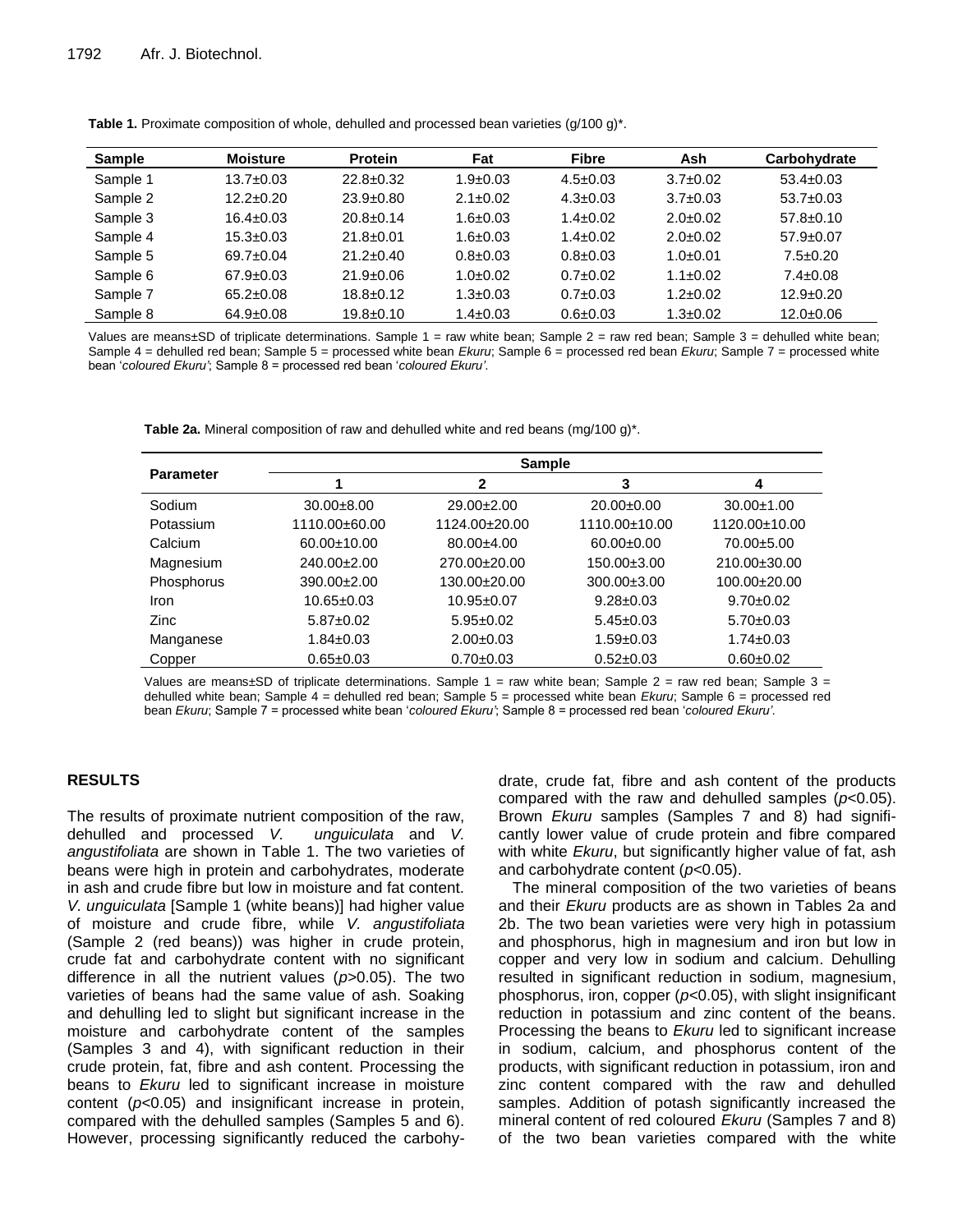**Table 1.** Proximate composition of whole, dehulled and processed bean varieties (g/100 g)*.

| Sample | Moisture | Protein | Fat | Fibre | Ash | Carbohydrate |
|---|---|---|---|---|---|---|
| Sample 1 | 13.7±0.03 | 22.8±0.32 | 1.9±0.03 | 4.5±0.03 | 3.7±0.02 | 53.4±0.03 |
| Sample 2 | 12.2±0.20 | 23.9±0.80 | 2.1±0.02 | 4.3±0.03 | 3.7±0.03 | 53.7±0.03 |
| Sample 3 | 16.4±0.03 | 20.8±0.14 | 1.6±0.03 | 1.4±0.02 | 2.0±0.02 | 57.8±0.10 |
| Sample 4 | 15.3±0.03 | 21.8±0.01 | 1.6±0.03 | 1.4±0.02 | 2.0±0.02 | 57.9±0.07 |
| Sample 5 | 69.7±0.04 | 21.2±0.40 | 0.8±0.03 | 0.8±0.03 | 1.0±0.01 | 7.5±0.20 |
| Sample 6 | 67.9±0.03 | 21.9±0.06 | 1.0±0.02 | 0.7±0.02 | 1.1±0.02 | 7.4±0.08 |
| Sample 7 | 65.2±0.08 | 18.8±0.12 | 1.3±0.03 | 0.7±0.03 | 1.2±0.02 | 12.9±0.20 |
| Sample 8 | 64.9±0.08 | 19.8±0.10 | 1.4±0.03 | 0.6±0.03 | 1.3±0.02 | 12.0±0.06 |

Values are means±SD of triplicate determinations. Sample 1 = raw white bean; Sample 2 = raw red bean; Sample 3 = dehulled white bean; Sample 4 = dehulled red bean; Sample 5 = processed white bean *Ekuru*; Sample 6 = processed red bean *Ekuru*; Sample 7 = processed white bean '*coloured Ekuru'*; Sample 8 = processed red bean '*coloured Ekuru'*.

**Table 2a.** Mineral composition of raw and dehulled white and red beans (mg/100 g)*.

| Parameter | Sample | | | |
|---|---|---|---|---|
| | 1 | 2 | 3 | 4 |
| Sodium | 30.00±8.00 | 29.00±2.00 | 20.00±0.00 | 30.00±1.00 |
| Potassium | 1110.00±60.00 | 1124.00±20.00 | 1110.00±10.00 | 1120.00±10.00 |
| Calcium | 60.00±10.00 | 80.00±4.00 | 60.00±0.00 | 70.00±5.00 |
| Magnesium | 240.00±2.00 | 270.00±20.00 | 150.00±3.00 | 210.00±30.00 |
| Phosphorus | 390.00±2.00 | 130.00±20.00 | 300.00±3.00 | 100.00±20.00 |
| Iron | 10.65±0.03 | 10.95±0.07 | 9.28±0.03 | 9.70±0.02 |
| Zinc | 5.87±0.02 | 5.95±0.02 | 5.45±0.03 | 5.70±0.03 |
| Manganese | 1.84±0.03 | 2.00±0.03 | 1.59±0.03 | 1.74±0.03 |
| Copper | 0.65±0.03 | 0.70±0.03 | 0.52±0.03 | 0.60±0.02 |

Values are means±SD of triplicate determinations. Sample 1 = raw white bean; Sample 2 = raw red bean; Sample 3 = dehulled white bean; Sample 4 = dehulled red bean; Sample 5 = processed white bean *Ekuru*; Sample 6 = processed red bean *Ekuru*; Sample 7 = processed white bean '*coloured Ekuru'*; Sample 8 = processed red bean '*coloured Ekuru'*.

## RESULTS

The results of proximate nutrient composition of the raw, dehulled and processed *V. unguiculata* and *V. angustifoliata* are shown in Table 1. The two varieties of beans were high in protein and carbohydrates, moderate in ash and crude fibre but low in moisture and fat content. *V. unguiculata* [Sample 1 (white beans)] had higher value of moisture and crude fibre, while *V. angustifoliata* (Sample 2 (red beans)) was higher in crude protein, crude fat and carbohydrate content with no significant difference in all the nutrient values ($p$>0.05). The two varieties of beans had the same value of ash. Soaking and dehulling led to slight but significant increase in the moisture and carbohydrate content of the samples (Samples 3 and 4), with significant reduction in their crude protein, fat, fibre and ash content. Processing the beans to *Ekuru* led to significant increase in moisture content ($p$<0.05) and insignificant increase in protein, compared with the dehulled samples (Samples 5 and 6). However, processing significantly reduced the carbohydrate, crude fat, fibre and ash content of the products compared with the raw and dehulled samples ($p$<0.05). Brown *Ekuru* samples (Samples 7 and 8) had significantly lower value of crude protein and fibre compared with white *Ekuru*, but significantly higher value of fat, ash and carbohydrate content ($p$<0.05).

The mineral composition of the two varieties of beans and their *Ekuru* products are as shown in Tables 2a and 2b. The two bean varieties were very high in potassium and phosphorus, high in magnesium and iron but low in copper and very low in sodium and calcium. Dehulling resulted in significant reduction in sodium, magnesium, phosphorus, iron, copper ($p$<0.05), with slight insignificant reduction in potassium and zinc content of the beans. Processing the beans to *Ekuru* led to significant increase in sodium, calcium, and phosphorus content of the products, with significant reduction in potassium, iron and zinc content compared with the raw and dehulled samples. Addition of potash significantly increased the mineral content of red coloured *Ekuru* (Samples 7 and 8) of the two bean varieties compared with the white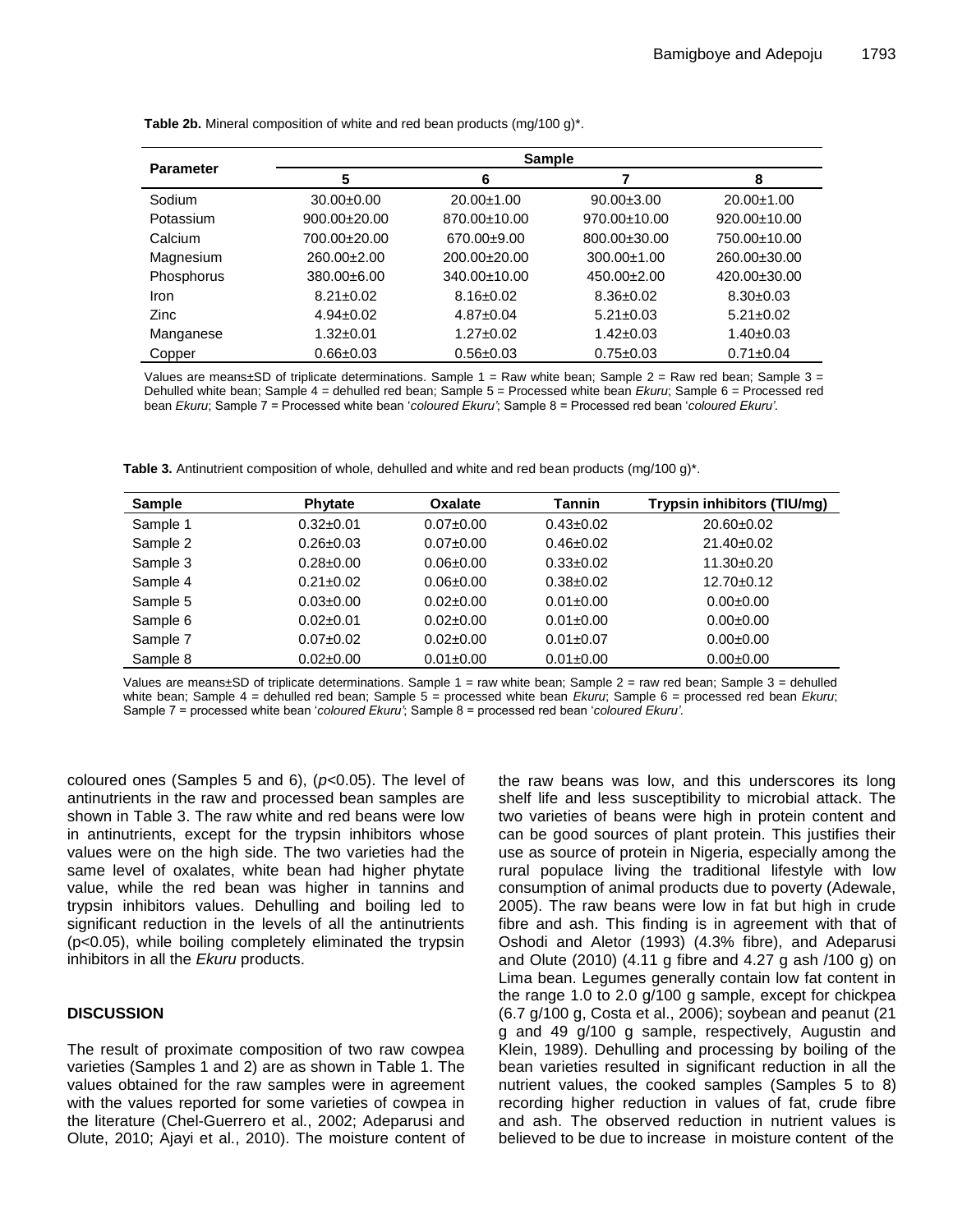**Table 2b.** Mineral composition of white and red bean products (mg/100 g)*.

| Parameter | Sample | | | |
|---|---|---|---|---|
| | 5 | 6 | 7 | 8 |
| Sodium | 30.00±0.00 | 20.00±1.00 | 90.00±3.00 | 20.00±1.00 |
| Potassium | 900.00±20.00 | 870.00±10.00 | 970.00±10.00 | 920.00±10.00 |
| Calcium | 700.00±20.00 | 670.00±9.00 | 800.00±30.00 | 750.00±10.00 |
| Magnesium | 260.00±2.00 | 200.00±20.00 | 300.00±1.00 | 260.00±30.00 |
| Phosphorus | 380.00±6.00 | 340.00±10.00 | 450.00±2.00 | 420.00±30.00 |
| Iron | 8.21±0.02 | 8.16±0.02 | 8.36±0.02 | 8.30±0.03 |
| Zinc | 4.94±0.02 | 4.87±0.04 | 5.21±0.03 | 5.21±0.02 |
| Manganese | 1.32±0.01 | 1.27±0.02 | 1.42±0.03 | 1.40±0.03 |
| Copper | 0.66±0.03 | 0.56±0.03 | 0.75±0.03 | 0.71±0.04 |

Values are means±SD of triplicate determinations. Sample 1 = Raw white bean; Sample 2 = Raw red bean; Sample 3 = Dehulled white bean; Sample 4 = dehulled red bean; Sample 5 = Processed white bean *Ekuru*; Sample 6 = Processed red bean *Ekuru*; Sample 7 = Processed white bean '*coloured Ekuru'*; Sample 8 = Processed red bean '*coloured Ekuru'*.

**Table 3.** Antinutrient composition of whole, dehulled and white and red bean products (mg/100 g)*.

| Sample | Phytate | Oxalate | Tannin | Trypsin inhibitors (TIU/mg) |
|---|---|---|---|---|
| Sample 1 | 0.32±0.01 | 0.07±0.00 | 0.43±0.02 | 20.60±0.02 |
| Sample 2 | 0.26±0.03 | 0.07±0.00 | 0.46±0.02 | 21.40±0.02 |
| Sample 3 | 0.28±0.00 | 0.06±0.00 | 0.33±0.02 | 11.30±0.20 |
| Sample 4 | 0.21±0.02 | 0.06±0.00 | 0.38±0.02 | 12.70±0.12 |
| Sample 5 | 0.03±0.00 | 0.02±0.00 | 0.01±0.00 | 0.00±0.00 |
| Sample 6 | 0.02±0.01 | 0.02±0.00 | 0.01±0.00 | 0.00±0.00 |
| Sample 7 | 0.07±0.02 | 0.02±0.00 | 0.01±0.07 | 0.00±0.00 |
| Sample 8 | 0.02±0.00 | 0.01±0.00 | 0.01±0.00 | 0.00±0.00 |

Values are means±SD of triplicate determinations. Sample 1 = raw white bean; Sample 2 = raw red bean; Sample 3 = dehulled white bean; Sample 4 = dehulled red bean; Sample 5 = processed white bean *Ekuru*; Sample 6 = processed red bean *Ekuru*; Sample 7 = processed white bean '*coloured Ekuru'*; Sample 8 = processed red bean '*coloured Ekuru'*.

coloured ones (Samples 5 and 6), ($p$<0.05). The level of antinutrients in the raw and processed bean samples are shown in Table 3. The raw white and red beans were low in antinutrients, except for the trypsin inhibitors whose values were on the high side. The two varieties had the same level of oxalates, white bean had higher phytate value, while the red bean was higher in tannins and trypsin inhibitors values. Dehulling and boiling led to significant reduction in the levels of all the antinutrients (p<0.05), while boiling completely eliminated the trypsin inhibitors in all the *Ekuru* products.

## DISCUSSION

The result of proximate composition of two raw cowpea varieties (Samples 1 and 2) are as shown in Table 1. The values obtained for the raw samples were in agreement with the values reported for some varieties of cowpea in the literature (Chel-Guerrero et al., 2002; Adeparusi and Olute, 2010; Ajayi et al., 2010). The moisture content of the raw beans was low, and this underscores its long shelf life and less susceptibility to microbial attack. The two varieties of beans were high in protein content and can be good sources of plant protein. This justifies their use as source of protein in Nigeria, especially among the rural populace living the traditional lifestyle with low consumption of animal products due to poverty (Adewale, 2005). The raw beans were low in fat but high in crude fibre and ash. This finding is in agreement with that of Oshodi and Aletor (1993) (4.3% fibre), and Adeparusi and Olute (2010) (4.11 g fibre and 4.27 g ash /100 g) on Lima bean. Legumes generally contain low fat content in the range 1.0 to 2.0 g/100 g sample, except for chickpea (6.7 g/100 g, Costa et al., 2006); soybean and peanut (21 g and 49 g/100 g sample, respectively, Augustin and Klein, 1989). Dehulling and processing by boiling of the bean varieties resulted in significant reduction in all the nutrient values, the cooked samples (Samples 5 to 8) recording higher reduction in values of fat, crude fibre and ash. The observed reduction in nutrient values is believed to be due to increase in moisture content of the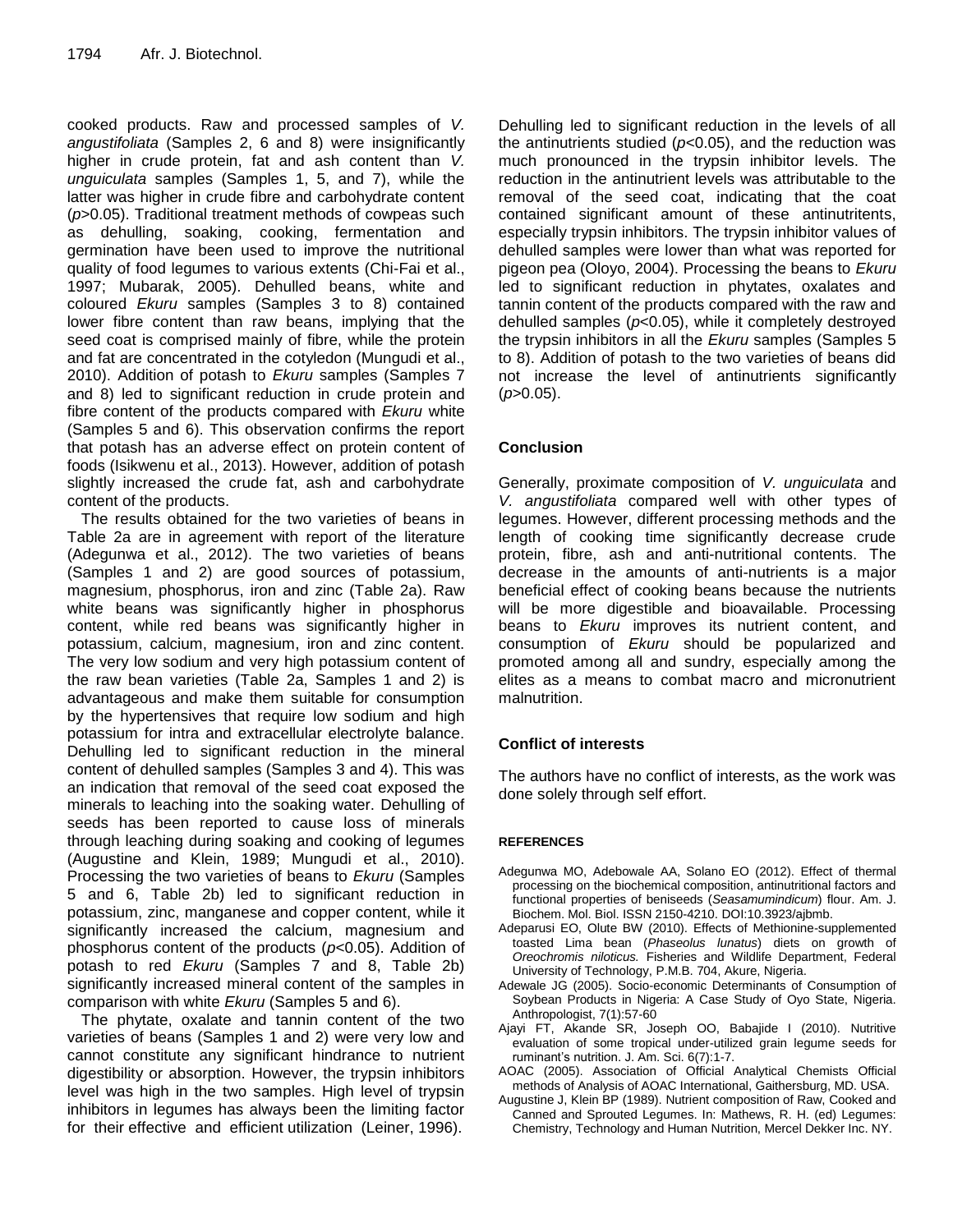cooked products. Raw and processed samples of *V. angustifoliata* (Samples 2, 6 and 8) were insignificantly higher in crude protein, fat and ash content than *V. unguiculata* samples (Samples 1, 5, and 7), while the latter was higher in crude fibre and carbohydrate content ($p$>0.05). Traditional treatment methods of cowpeas such as dehulling, soaking, cooking, fermentation and germination have been used to improve the nutritional quality of food legumes to various extents (Chi-Fai et al., 1997; Mubarak, 2005). Dehulled beans, white and coloured *Ekuru* samples (Samples 3 to 8) contained lower fibre content than raw beans, implying that the seed coat is comprised mainly of fibre, while the protein and fat are concentrated in the cotyledon (Mungudi et al., 2010). Addition of potash to *Ekuru* samples (Samples 7 and 8) led to significant reduction in crude protein and fibre content of the products compared with *Ekuru* white (Samples 5 and 6). This observation confirms the report that potash has an adverse effect on protein content of foods (Isikwenu et al., 2013). However, addition of potash slightly increased the crude fat, ash and carbohydrate content of the products.

The results obtained for the two varieties of beans in Table 2a are in agreement with report of the literature (Adegunwa et al., 2012). The two varieties of beans (Samples 1 and 2) are good sources of potassium, magnesium, phosphorus, iron and zinc (Table 2a). Raw white beans was significantly higher in phosphorus content, while red beans was significantly higher in potassium, calcium, magnesium, iron and zinc content. The very low sodium and very high potassium content of the raw bean varieties (Table 2a, Samples 1 and 2) is advantageous and make them suitable for consumption by the hypertensives that require low sodium and high potassium for intra and extracellular electrolyte balance. Dehulling led to significant reduction in the mineral content of dehulled samples (Samples 3 and 4). This was an indication that removal of the seed coat exposed the minerals to leaching into the soaking water. Dehulling of seeds has been reported to cause loss of minerals through leaching during soaking and cooking of legumes (Augustine and Klein, 1989; Mungudi et al., 2010). Processing the two varieties of beans to *Ekuru* (Samples 5 and 6, Table 2b) led to significant reduction in potassium, zinc, manganese and copper content, while it significantly increased the calcium, magnesium and phosphorus content of the products ($p$<0.05). Addition of potash to red *Ekuru* (Samples 7 and 8, Table 2b) significantly increased mineral content of the samples in comparison with white *Ekuru* (Samples 5 and 6).

The phytate, oxalate and tannin content of the two varieties of beans (Samples 1 and 2) were very low and cannot constitute any significant hindrance to nutrient digestibility or absorption. However, the trypsin inhibitors level was high in the two samples. High level of trypsin inhibitors in legumes has always been the limiting factor for their effective and efficient utilization (Leiner, 1996). Dehulling led to significant reduction in the levels of all the antinutrients studied ($p$<0.05), and the reduction was much pronounced in the trypsin inhibitor levels. The reduction in the antinutrient levels was attributable to the removal of the seed coat, indicating that the coat contained significant amount of these antinutritents, especially trypsin inhibitors. The trypsin inhibitor values of dehulled samples were lower than what was reported for pigeon pea (Oloyo, 2004). Processing the beans to *Ekuru* led to significant reduction in phytates, oxalates and tannin content of the products compared with the raw and dehulled samples ($p$<0.05), while it completely destroyed the trypsin inhibitors in all the *Ekuru* samples (Samples 5 to 8). Addition of potash to the two varieties of beans did not increase the level of antinutrients significantly ($p$>0.05).

## Conclusion

Generally, proximate composition of *V. unguiculata* and *V. angustifoliata* compared well with other types of legumes. However, different processing methods and the length of cooking time significantly decrease crude protein, fibre, ash and anti-nutritional contents. The decrease in the amounts of anti-nutrients is a major beneficial effect of cooking beans because the nutrients will be more digestible and bioavailable. Processing beans to *Ekuru* improves its nutrient content, and consumption of *Ekuru* should be popularized and promoted among all and sundry, especially among the elites as a means to combat macro and micronutrient malnutrition.

## Conflict of interests

The authors have no conflict of interests, as the work was done solely through self effort.

## REFERENCES

Adegunwa MO, Adebowale AA, Solano EO (2012). Effect of thermal processing on the biochemical composition, antinutritional factors and functional properties of beniseeds (*Seasamumindicum*) flour. Am. J. Biochem. Mol. Biol. ISSN 2150-4210. DOI:10.3923/ajbmb.

Adeparusi EO, Olute BW (2010). Effects of Methionine-supplemented toasted Lima bean (*Phaseolus lunatus*) diets on growth of *Oreochromis niloticus.* Fisheries and Wildlife Department, Federal University of Technology, P.M.B. 704, Akure, Nigeria.

Adewale JG (2005). Socio-economic Determinants of Consumption of Soybean Products in Nigeria: A Case Study of Oyo State, Nigeria. Anthropologist, 7(1):57-60

Ajayi FT, Akande SR, Joseph OO, Babajide I (2010). Nutritive evaluation of some tropical under-utilized grain legume seeds for ruminant's nutrition. J. Am. Sci. 6(7):1-7.

AOAC (2005). Association of Official Analytical Chemists Official methods of Analysis of AOAC International, Gaithersburg, MD. USA.

Augustine J, Klein BP (1989). Nutrient composition of Raw, Cooked and Canned and Sprouted Legumes. In: Mathews, R. H. (ed) Legumes: Chemistry, Technology and Human Nutrition, Mercel Dekker Inc. NY.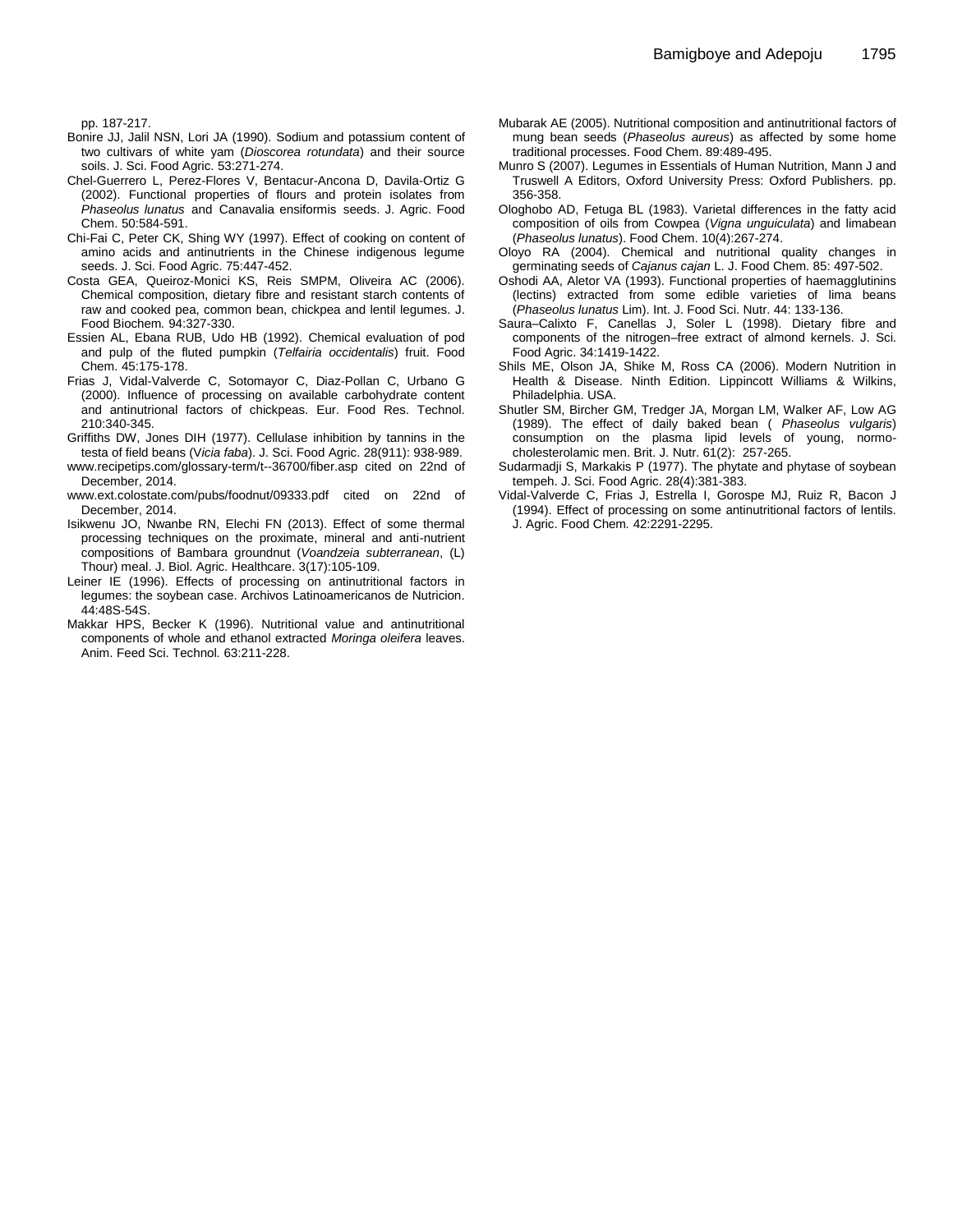pp. 187-217.

Bonire JJ, Jalil NSN, Lori JA (1990). Sodium and potassium content of two cultivars of white yam (*Dioscorea rotundata*) and their source soils. J. Sci. Food Agric. 53:271-274.

Chel-Guerrero L, Perez-Flores V, Bentacur-Ancona D, Davila-Ortiz G (2002). Functional properties of flours and protein isolates from *Phaseolus lunatus* and Canavalia ensiformis seeds. J. Agric. Food Chem. 50:584-591.

Chi-Fai C, Peter CK, Shing WY (1997). Effect of cooking on content of amino acids and antinutrients in the Chinese indigenous legume seeds. J. Sci. Food Agric. 75:447-452.

Costa GEA, Queiroz-Monici KS, Reis SMPM, Oliveira AC (2006). Chemical composition, dietary fibre and resistant starch contents of raw and cooked pea, common bean, chickpea and lentil legumes. J. Food Biochem*.* 94:327-330.

Essien AL, Ebana RUB, Udo HB (1992). Chemical evaluation of pod and pulp of the fluted pumpkin (*Telfairia occidentalis*) fruit. Food Chem. 45:175-178.

Frias J, Vidal-Valverde C, Sotomayor C, Diaz-Pollan C, Urbano G (2000). Influence of processing on available carbohydrate content and antinutrional factors of chickpeas. Eur. Food Res. Technol. 210:340-345.

Griffiths DW, Jones DIH (1977). Cellulase inhibition by tannins in the testa of field beans (V*icia faba*). J. Sci. Food Agric. 28(911): 938-989.

www.recipetips.com/glossary-term/t--36700/fiber.asp cited on 22nd of December, 2014.

www.ext.colostate.com/pubs/foodnut/09333.pdf cited on 22nd of December, 2014.

Isikwenu JO, Nwanbe RN, Elechi FN (2013). Effect of some thermal processing techniques on the proximate, mineral and anti-nutrient compositions of Bambara groundnut (*Voandzeia subterranean*, (L) Thour) meal. J. Biol. Agric. Healthcare. 3(17):105-109.

Leiner IE (1996). Effects of processing on antinutritional factors in legumes: the soybean case. Archivos Latinoamericanos de Nutricion. 44:48S-54S.

Makkar HPS, Becker K (1996). Nutritional value and antinutritional components of whole and ethanol extracted *Moringa oleifera* leaves. Anim. Feed Sci. Technol*.* 63:211-228.

Mubarak AE (2005). Nutritional composition and antinutritional factors of mung bean seeds (*Phaseolus aureus*) as affected by some home traditional processes. Food Chem. 89:489-495.

Munro S (2007). Legumes in Essentials of Human Nutrition, Mann J and Truswell A Editors, Oxford University Press: Oxford Publishers. pp. 356-358.

Ologhobo AD, Fetuga BL (1983). Varietal differences in the fatty acid composition of oils from Cowpea (*Vigna unguiculata*) and limabean (*Phaseolus lunatus*). Food Chem. 10(4):267-274.

Oloyo RA (2004). Chemical and nutritional quality changes in germinating seeds of *Cajanus cajan* L. J. Food Chem. 85: 497-502.

Oshodi AA, Aletor VA (1993). Functional properties of haemagglutinins (lectins) extracted from some edible varieties of lima beans (*Phaseolus lunatus* Lim). Int. J. Food Sci. Nutr. 44: 133-136.

Saura–Calixto F, Canellas J, Soler L (1998). Dietary fibre and components of the nitrogen–free extract of almond kernels. J. Sci. Food Agric. 34:1419-1422.

Shils ME, Olson JA, Shike M, Ross CA (2006). Modern Nutrition in Health & Disease. Ninth Edition. Lippincott Williams & Wilkins, Philadelphia. USA.

Shutler SM, Bircher GM, Tredger JA, Morgan LM, Walker AF, Low AG (1989). The effect of daily baked bean ( *Phaseolus vulgaris*) consumption on the plasma lipid levels of young, normo-cholesterolamic men. Brit. J. Nutr. 61(2): 257-265.

Sudarmadji S, Markakis P (1977). The phytate and phytase of soybean tempeh. J. Sci. Food Agric. 28(4):381-383.

Vidal-Valverde C, Frias J, Estrella I, Gorospe MJ, Ruiz R, Bacon J (1994). Effect of processing on some antinutritional factors of lentils. J. Agric. Food Chem*.* 42:2291-2295.